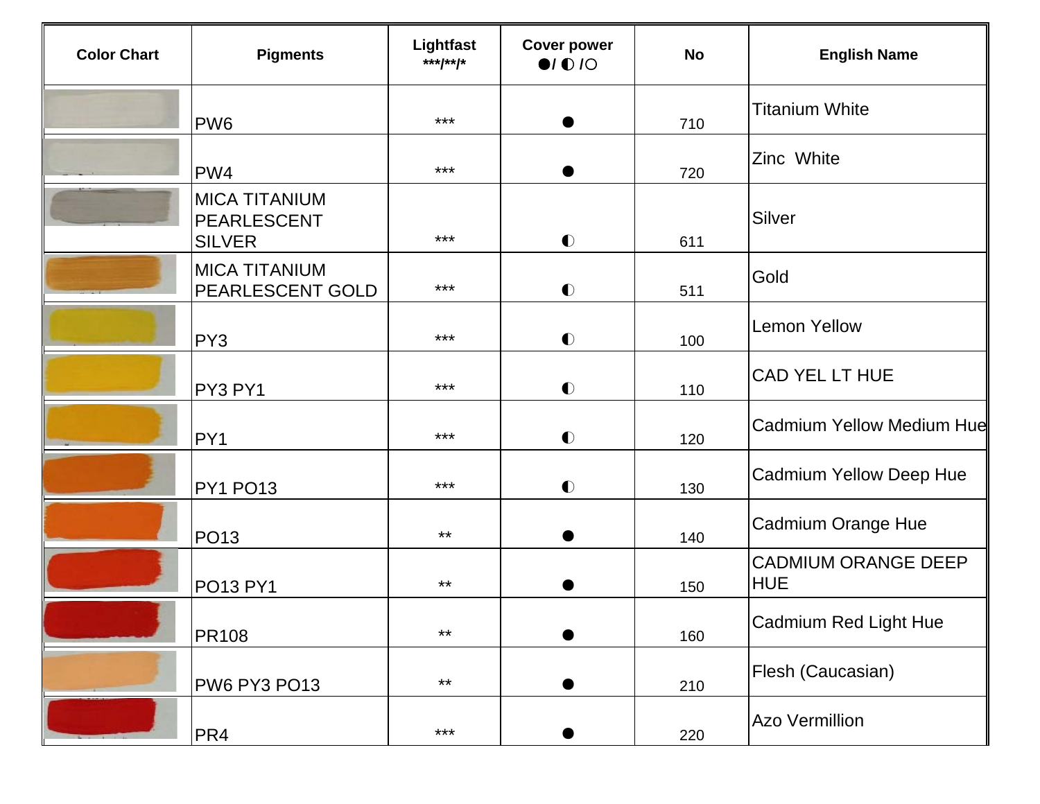| Color Chart | Pigments | Lightfast ***/**/* | Cover power ●/ ◐ /○ | No | English Name |
|---|---|---|---|---|---|
| | PW6 | *** | ● | 710 | Titanium White |
| | PW4 | *** | ● | 720 | Zinc White |
| | MICA TITANIUM PEARLESCENT SILVER | *** | ◐ | 611 | Silver |
| | MICA TITANIUM PEARLESCENT GOLD | *** | ◐ | 511 | Gold |
| | PY3 | *** | ◐ | 100 | Lemon Yellow |
| | PY3 PY1 | *** | ◐ | 110 | CAD YEL LT HUE |
| | PY1 | *** | ◐ | 120 | Cadmium Yellow Medium Hue |
| | PY1 PO13 | *** | ◐ | 130 | Cadmium Yellow Deep Hue |
| | PO13 | ** | ● | 140 | Cadmium Orange Hue |
| | PO13 PY1 | ** | ● | 150 | CADMIUM ORANGE DEEP HUE |
| | PR108 | ** | ● | 160 | Cadmium Red Light Hue |
| | PW6 PY3 PO13 | ** | ● | 210 | Flesh (Caucasian) |
| | PR4 | *** | ● | 220 | Azo Vermillion |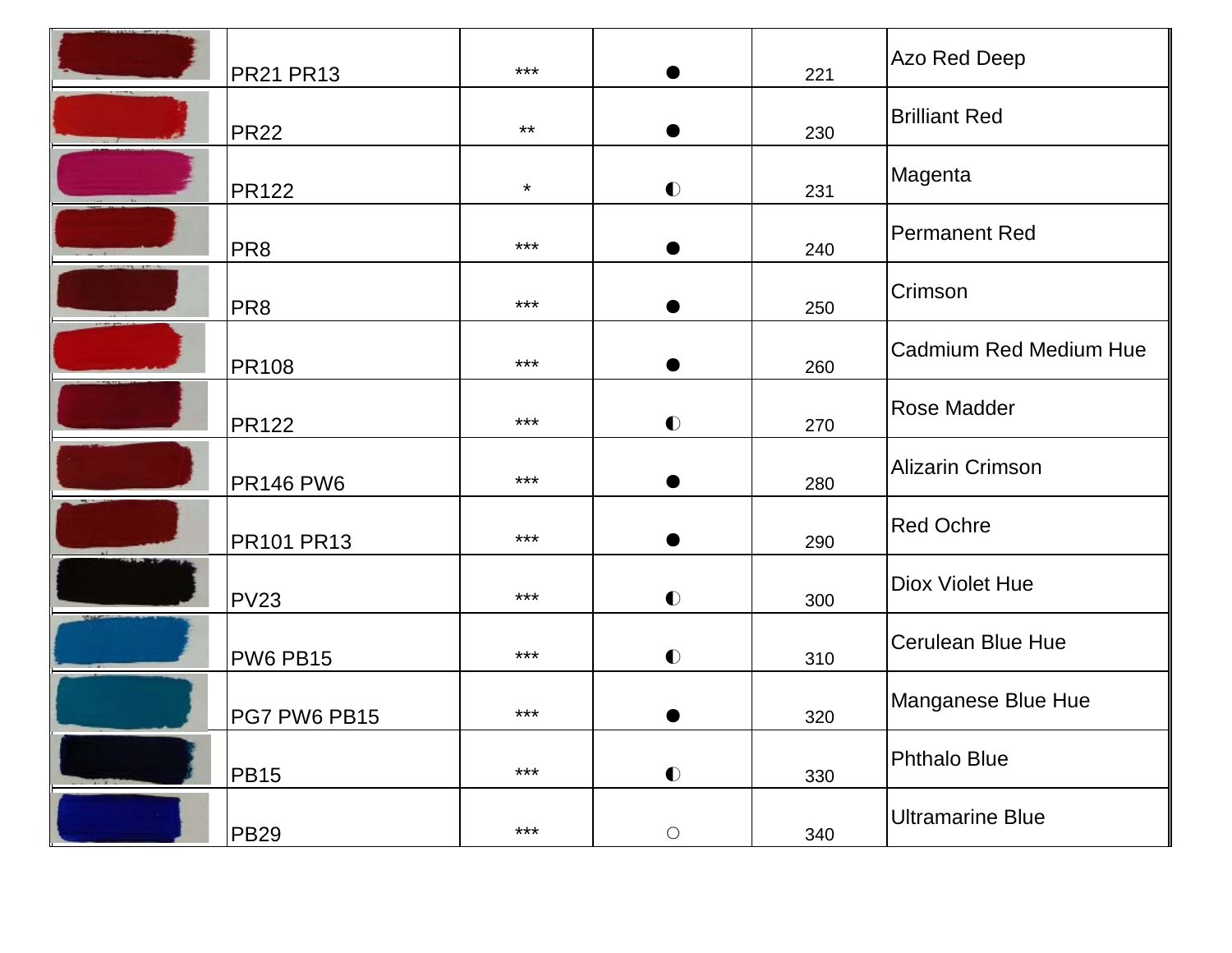|  |  |  |  |  |  |
|---|---|---|---|---|---|
|  | PR21 PR13 | *** | ● | 221 | Azo Red Deep |
|  | PR22 | ** | ● | 230 | Brilliant Red |
|  | PR122 | * | ◐ | 231 | Magenta |
|  | PR8 | *** | ● | 240 | Permanent Red |
|  | PR8 | *** | ● | 250 | Crimson |
|  | PR108 | *** | ● | 260 | Cadmium Red Medium Hue |
|  | PR122 | *** | ◐ | 270 | Rose Madder |
|  | PR146 PW6 | *** | ● | 280 | Alizarin Crimson |
|  | PR101 PR13 | *** | ● | 290 | Red Ochre |
|  | PV23 | *** | ◐ | 300 | Diox Violet Hue |
|  | PW6 PB15 | *** | ◐ | 310 | Cerulean Blue Hue |
|  | PG7 PW6 PB15 | *** | ● | 320 | Manganese Blue Hue |
|  | PB15 | *** | ◐ | 330 | Phthalo Blue |
|  | PB29 | *** | ○ | 340 | Ultramarine Blue |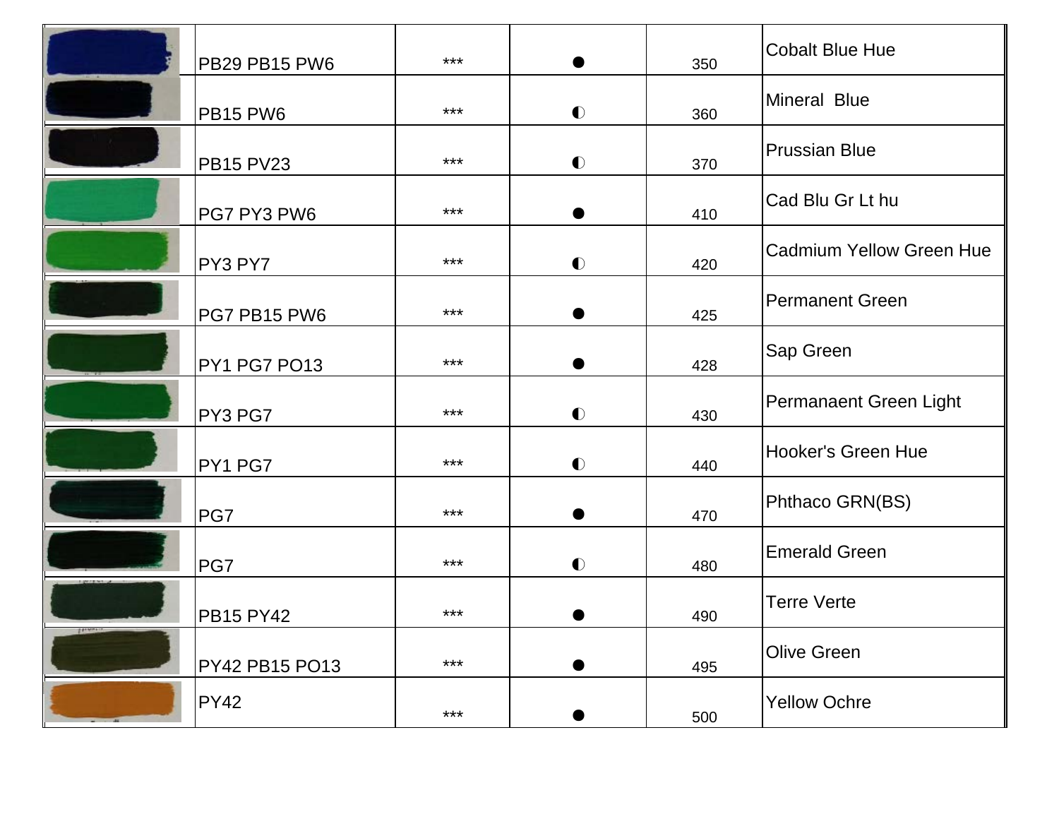|  |  |  |  |  |  |
|---|---|---|---|---|---|
|  | PB29 PB15 PW6 | *** | ● | 350 | Cobalt Blue Hue |
|  | PB15 PW6 | *** | ◐ | 360 | Mineral  Blue |
|  | PB15 PV23 | *** | ◐ | 370 | Prussian Blue |
|  | PG7 PY3 PW6 | *** | ● | 410 | Cad Blu Gr Lt hu |
|  | PY3 PY7 | *** | ◐ | 420 | Cadmium Yellow Green Hue |
|  | PG7 PB15 PW6 | *** | ● | 425 | Permanent Green |
|  | PY1 PG7 PO13 | *** | ● | 428 | Sap Green |
|  | PY3 PG7 | *** | ◐ | 430 | Permanaent Green Light |
|  | PY1 PG7 | *** | ◐ | 440 | Hooker's Green Hue |
|  | PG7 | *** | ● | 470 | Phthaco GRN(BS) |
|  | PG7 | *** | ◐ | 480 | Emerald Green |
|  | PB15 PY42 | *** | ● | 490 | Terre Verte |
|  | PY42 PB15 PO13 | *** | ● | 495 | Olive Green |
|  | PY42 | *** | ● | 500 | Yellow Ochre |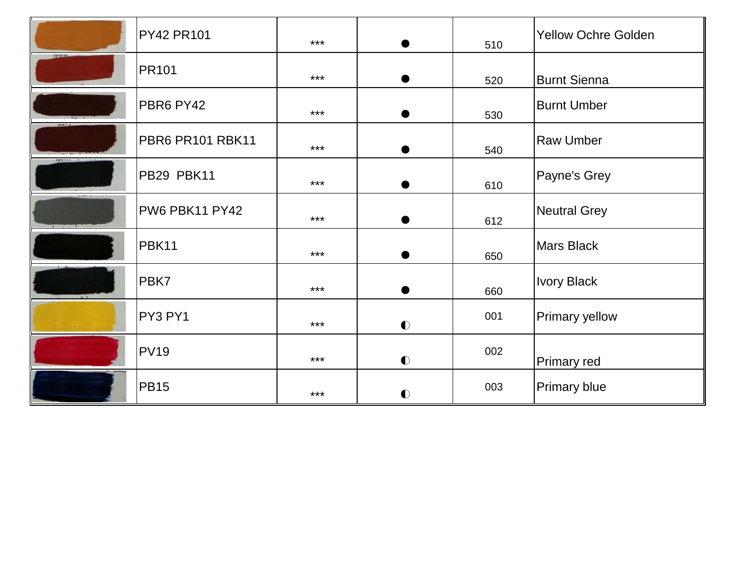|  |  |  |  |  |  |
|---|---|---|---|---|---|
|  | PY42 PR101 | *** | ● | 510 | Yellow Ochre Golden |
|  | PR101 | *** | ● | 520 | Burnt Sienna |
|  | PBR6 PY42 | *** | ● | 530 | Burnt Umber |
|  | PBR6 PR101 RBK11 | *** | ● | 540 | Raw Umber |
|  | PB29 PBK11 | *** | ● | 610 | Payne's Grey |
|  | PW6 PBK11 PY42 | *** | ● | 612 | Neutral Grey |
|  | PBK11 | *** | ● | 650 | Mars Black |
|  | PBK7 | *** | ● | 660 | Ivory Black |
|  | PY3 PY1 | *** | ◐ | 001 | Primary yellow |
|  | PV19 | *** | ◐ | 002 | Primary red |
|  | PB15 | *** | ◐ | 003 | Primary blue |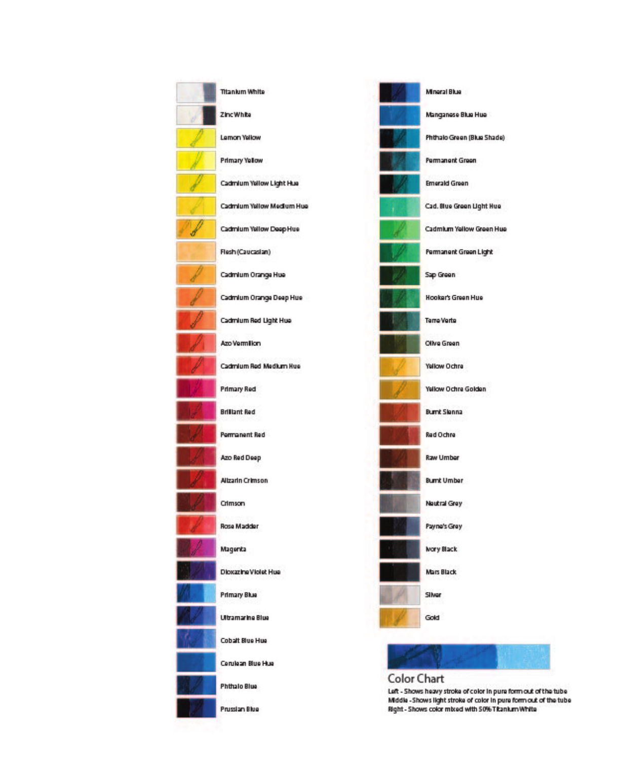Titanium White

Zinc White

Lemon Yellow

Primary Yellow

Cadmium Yellow Light Hue

Cadmium Yellow Medium Hue

Cadmium Yellow Deep Hue

Flesh (Caucasian)

Cadmium Orange Hue

Cadmium Orange Deep Hue

Cadmium Red Light Hue

Azo Vermilion

Cadmium Red Medium Hue

Primary Red

Brilliant Red

Permanent Red

Azo Red Deep

Alizarin Crimson

Crimson

Rose Madder

Magenta

Dioxazine Violet Hue

Primary Blue

Ultramarine Blue

Cobalt Blue Hue

Cerulean Blue Hue

Phthalo Blue

Prussian Blue

Mineral Blue

Manganese Blue Hue

Phthalo Green (Blue Shade)

Permanent Green

Emerald Green

Cad. Blue Green Light Hue

Cadmium Yellow Green Hue

Permanent Green Light

Sap Green

Hooker's Green Hue

Terre Verte

Olive Green

Yellow Ochre

Yellow Ochre Golden

Burnt Sienna

Red Ochre

Raw Umber

Burnt Umber

Neutral Grey

Payne's Grey

Ivory Black

Mars Black

Silver

Gold

## Color Chart

Left - Shows heavy stroke of color in pure form out of the tube
Middle - Shows light stroke of color in pure form out of the tube
Right - Shows color mixed with 50% Titanium White